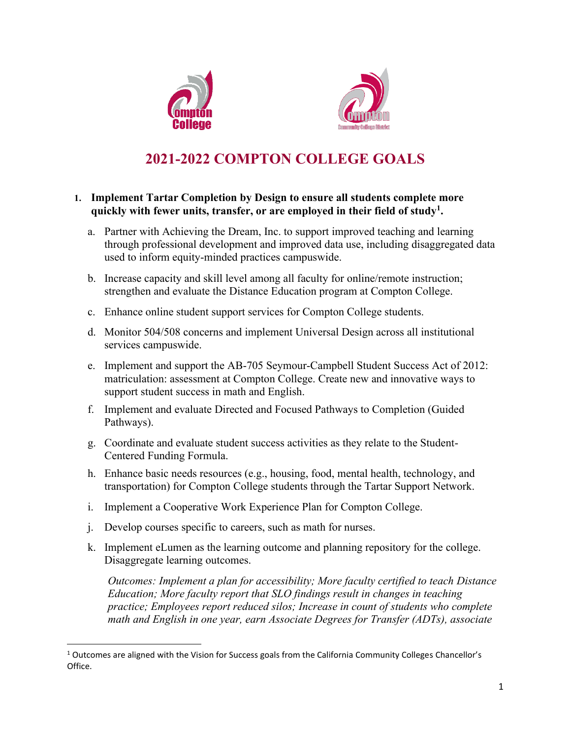# 2021-2022 COMPTON COLLEGE GOALS

1. **Implement Tartar Completion by Design to ensure all students complete more quickly with fewer units, transfer, or are employed in their field of study[1].**

   a. Partner with Achieving the Dream, Inc. to support improved teaching and learning through professional development and improved data use, including disaggregated data used to inform equity-minded practices campuswide.

   b. Increase capacity and skill level among all faculty for online/remote instruction; strengthen and evaluate the Distance Education program at Compton College.

   c. Enhance online student support services for Compton College students.

   d. Monitor 504/508 concerns and implement Universal Design across all institutional services campuswide.

   e. Implement and support the AB-705 Seymour-Campbell Student Success Act of 2012: matriculation: assessment at Compton College. Create new and innovative ways to support student success in math and English.

   f. Implement and evaluate Directed and Focused Pathways to Completion (Guided Pathways).

   g. Coordinate and evaluate student success activities as they relate to the Student-Centered Funding Formula.

   h. Enhance basic needs resources (e.g., housing, food, mental health, technology, and transportation) for Compton College students through the Tartar Support Network.

   i. Implement a Cooperative Work Experience Plan for Compton College.

   j. Develop courses specific to careers, such as math for nurses.

   k. Implement eLumen as the learning outcome and planning repository for the college. Disaggregate learning outcomes.

   *Outcomes: Implement a plan for accessibility; More faculty certified to teach Distance Education; More faculty report that SLO findings result in changes in teaching practice; Employees report reduced silos; Increase in count of students who complete math and English in one year, earn Associate Degrees for Transfer (ADTs), associate*

[1] Outcomes are aligned with the Vision for Success goals from the California Community Colleges Chancellor's Office.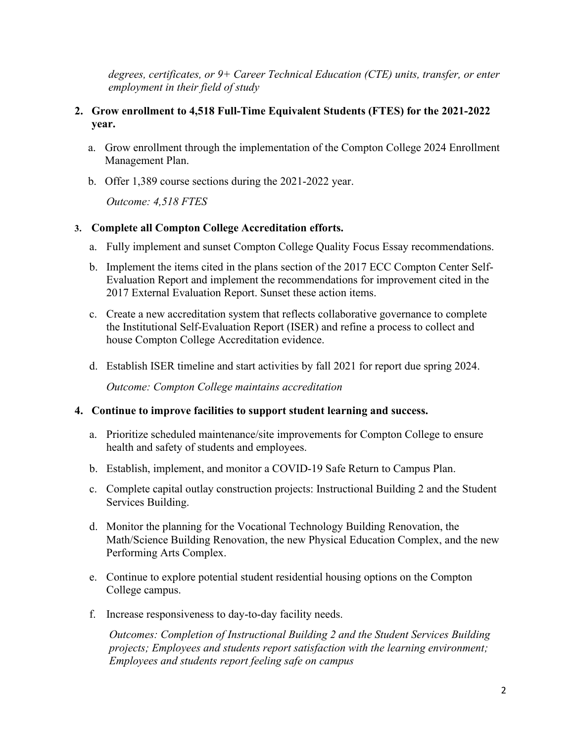*degrees, certificates, or 9+ Career Technical Education (CTE) units, transfer, or enter employment in their field of study*

2. **Grow enrollment to 4,518 Full-Time Equivalent Students (FTES) for the 2021-2022 year.**

   a. Grow enrollment through the implementation of the Compton College 2024 Enrollment Management Plan.

   b. Offer 1,389 course sections during the 2021-2022 year.

   *Outcome: 4,518 FTES*

3. **Complete all Compton College Accreditation efforts.**

   a. Fully implement and sunset Compton College Quality Focus Essay recommendations.

   b. Implement the items cited in the plans section of the 2017 ECC Compton Center Self-Evaluation Report and implement the recommendations for improvement cited in the 2017 External Evaluation Report. Sunset these action items.

   c. Create a new accreditation system that reflects collaborative governance to complete the Institutional Self-Evaluation Report (ISER) and refine a process to collect and house Compton College Accreditation evidence.

   d. Establish ISER timeline and start activities by fall 2021 for report due spring 2024.

   *Outcome: Compton College maintains accreditation*

4. **Continue to improve facilities to support student learning and success.**

   a. Prioritize scheduled maintenance/site improvements for Compton College to ensure health and safety of students and employees.

   b. Establish, implement, and monitor a COVID-19 Safe Return to Campus Plan.

   c. Complete capital outlay construction projects: Instructional Building 2 and the Student Services Building.

   d. Monitor the planning for the Vocational Technology Building Renovation, the Math/Science Building Renovation, the new Physical Education Complex, and the new Performing Arts Complex.

   e. Continue to explore potential student residential housing options on the Compton College campus.

   f. Increase responsiveness to day-to-day facility needs.

   *Outcomes: Completion of Instructional Building 2 and the Student Services Building projects; Employees and students report satisfaction with the learning environment; Employees and students report feeling safe on campus*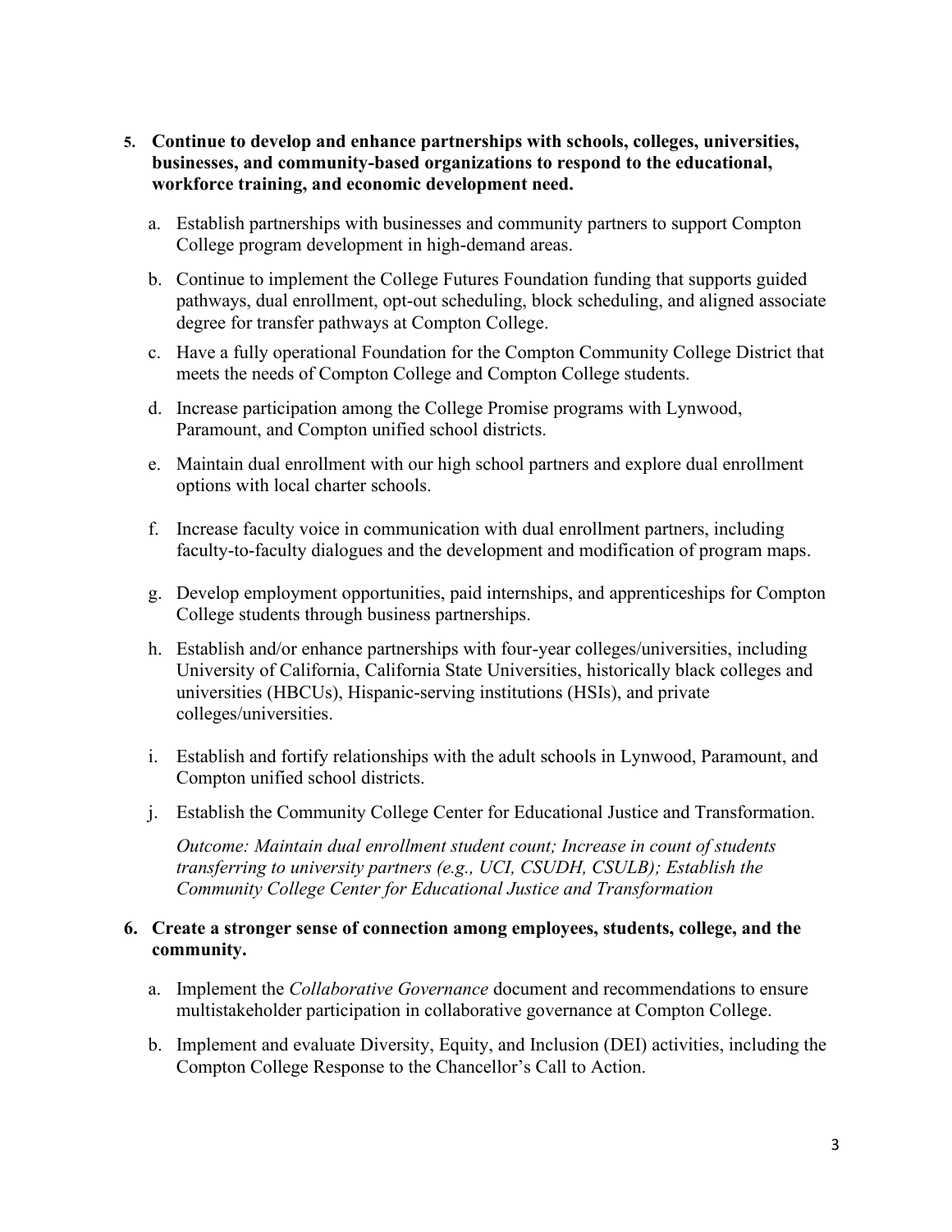5. **Continue to develop and enhance partnerships with schools, colleges, universities, businesses, and community-based organizations to respond to the educational, workforce training, and economic development need.**

    a. Establish partnerships with businesses and community partners to support Compton College program development in high-demand areas.

    b. Continue to implement the College Futures Foundation funding that supports guided pathways, dual enrollment, opt-out scheduling, block scheduling, and aligned associate degree for transfer pathways at Compton College.

    c. Have a fully operational Foundation for the Compton Community College District that meets the needs of Compton College and Compton College students.

    d. Increase participation among the College Promise programs with Lynwood, Paramount, and Compton unified school districts.

    e. Maintain dual enrollment with our high school partners and explore dual enrollment options with local charter schools.

    f. Increase faculty voice in communication with dual enrollment partners, including faculty-to-faculty dialogues and the development and modification of program maps.

    g. Develop employment opportunities, paid internships, and apprenticeships for Compton College students through business partnerships.

    h. Establish and/or enhance partnerships with four-year colleges/universities, including University of California, California State Universities, historically black colleges and universities (HBCUs), Hispanic-serving institutions (HSIs), and private colleges/universities.

    i. Establish and fortify relationships with the adult schools in Lynwood, Paramount, and Compton unified school districts.

    j. Establish the Community College Center for Educational Justice and Transformation.

    *Outcome: Maintain dual enrollment student count; Increase in count of students transferring to university partners (e.g., UCI, CSUDH, CSULB); Establish the Community College Center for Educational Justice and Transformation*

6. **Create a stronger sense of connection among employees, students, college, and the community.**

    a. Implement the *Collaborative Governance* document and recommendations to ensure multistakeholder participation in collaborative governance at Compton College.

    b. Implement and evaluate Diversity, Equity, and Inclusion (DEI) activities, including the Compton College Response to the Chancellor's Call to Action.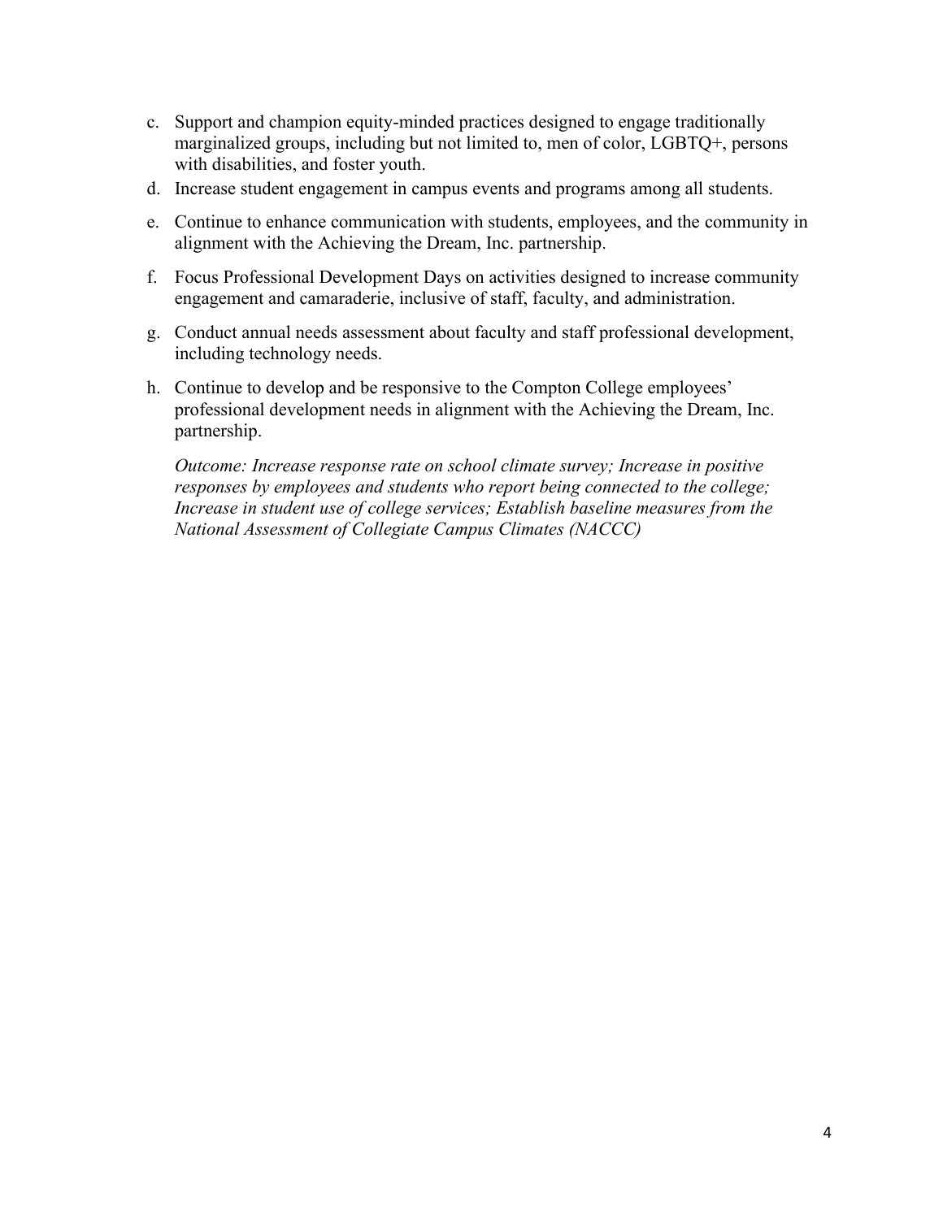c. Support and champion equity-minded practices designed to engage traditionally marginalized groups, including but not limited to, men of color, LGBTQ+, persons with disabilities, and foster youth.
d. Increase student engagement in campus events and programs among all students.
e. Continue to enhance communication with students, employees, and the community in alignment with the Achieving the Dream, Inc. partnership.
f. Focus Professional Development Days on activities designed to increase community engagement and camaraderie, inclusive of staff, faculty, and administration.
g. Conduct annual needs assessment about faculty and staff professional development, including technology needs.
h. Continue to develop and be responsive to the Compton College employees' professional development needs in alignment with the Achieving the Dream, Inc. partnership.

   *Outcome: Increase response rate on school climate survey; Increase in positive responses by employees and students who report being connected to the college; Increase in student use of college services; Establish baseline measures from the National Assessment of Collegiate Campus Climates (NACCC)*